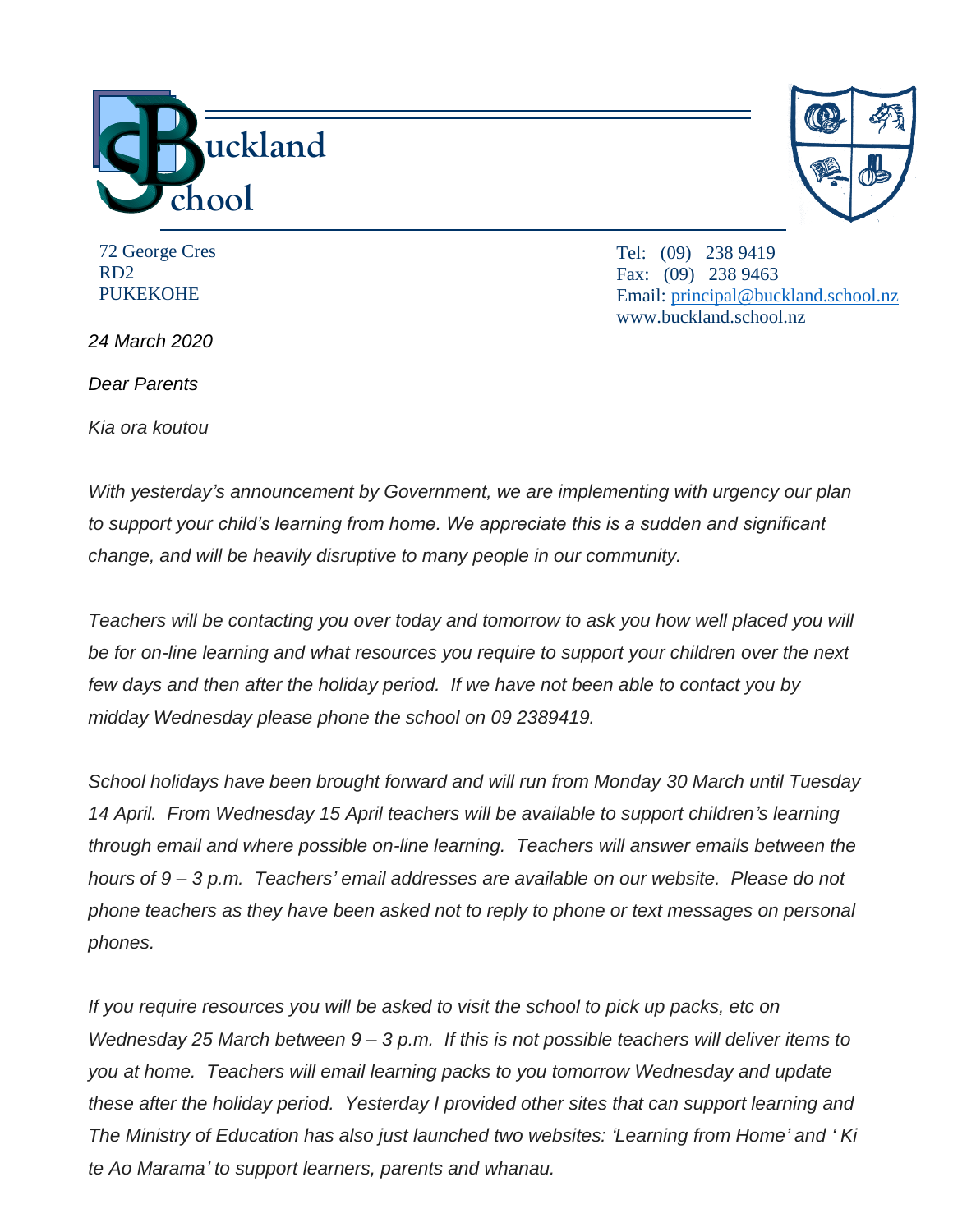# Buckland School

72 George Cres
RD2
PUKEKOHE

Tel: (09) 238 9419
Fax: (09) 238 9463
Email: principal@buckland.school.nz
www.buckland.school.nz

*24 March 2020*

*Dear Parents*

*Kia ora koutou*

*With yesterday's announcement by Government, we are implementing with urgency our plan to support your child's learning from home. We appreciate this is a sudden and significant change, and will be heavily disruptive to many people in our community.*

*Teachers will be contacting you over today and tomorrow to ask you how well placed you will be for on-line learning and what resources you require to support your children over the next few days and then after the holiday period. If we have not been able to contact you by midday Wednesday please phone the school on 09 2389419.*

*School holidays have been brought forward and will run from Monday 30 March until Tuesday 14 April. From Wednesday 15 April teachers will be available to support children's learning through email and where possible on-line learning. Teachers will answer emails between the hours of 9 – 3 p.m. Teachers' email addresses are available on our website. Please do not phone teachers as they have been asked not to reply to phone or text messages on personal phones.*

*If you require resources you will be asked to visit the school to pick up packs, etc on Wednesday 25 March between 9 – 3 p.m. If this is not possible teachers will deliver items to you at home. Teachers will email learning packs to you tomorrow Wednesday and update these after the holiday period. Yesterday I provided other sites that can support learning and The Ministry of Education has also just launched two websites: 'Learning from Home' and ' Ki te Ao Marama' to support learners, parents and whanau.*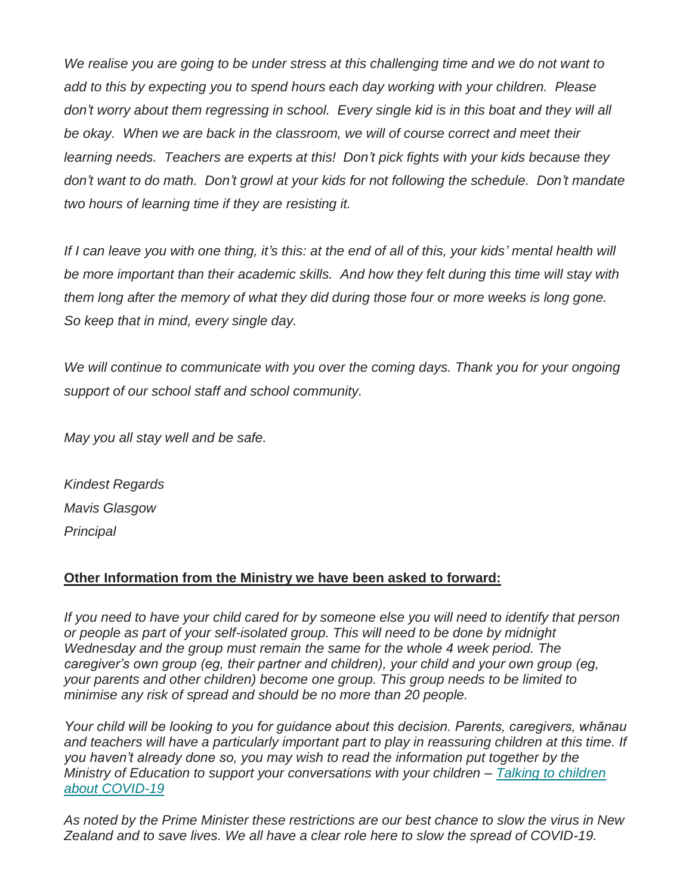*We realise you are going to be under stress at this challenging time and we do not want to add to this by expecting you to spend hours each day working with your children. Please don't worry about them regressing in school. Every single kid is in this boat and they will all be okay. When we are back in the classroom, we will of course correct and meet their learning needs. Teachers are experts at this! Don't pick fights with your kids because they don't want to do math. Don't growl at your kids for not following the schedule. Don't mandate two hours of learning time if they are resisting it.*

*If I can leave you with one thing, it's this: at the end of all of this, your kids' mental health will be more important than their academic skills. And how they felt during this time will stay with them long after the memory of what they did during those four or more weeks is long gone. So keep that in mind, every single day.*

*We will continue to communicate with you over the coming days. Thank you for your ongoing support of our school staff and school community.*

*May you all stay well and be safe.*

*Kindest Regards*
*Mavis Glasgow*
*Principal*

**Other Information from the Ministry we have been asked to forward:**

*If you need to have your child cared for by someone else you will need to identify that person or people as part of your self-isolated group. This will need to be done by midnight Wednesday and the group must remain the same for the whole 4 week period. The caregiver's own group (eg, their partner and children), your child and your own group (eg, your parents and other children) become one group. This group needs to be limited to minimise any risk of spread and should be no more than 20 people.*

*Your child will be looking to you for guidance about this decision. Parents, caregivers, whānau and teachers will have a particularly important part to play in reassuring children at this time. If you haven't already done so, you may wish to read the information put together by the Ministry of Education to support your conversations with your children – Talking to children about COVID-19*

*As noted by the Prime Minister these restrictions are our best chance to slow the virus in New Zealand and to save lives. We all have a clear role here to slow the spread of COVID-19.*